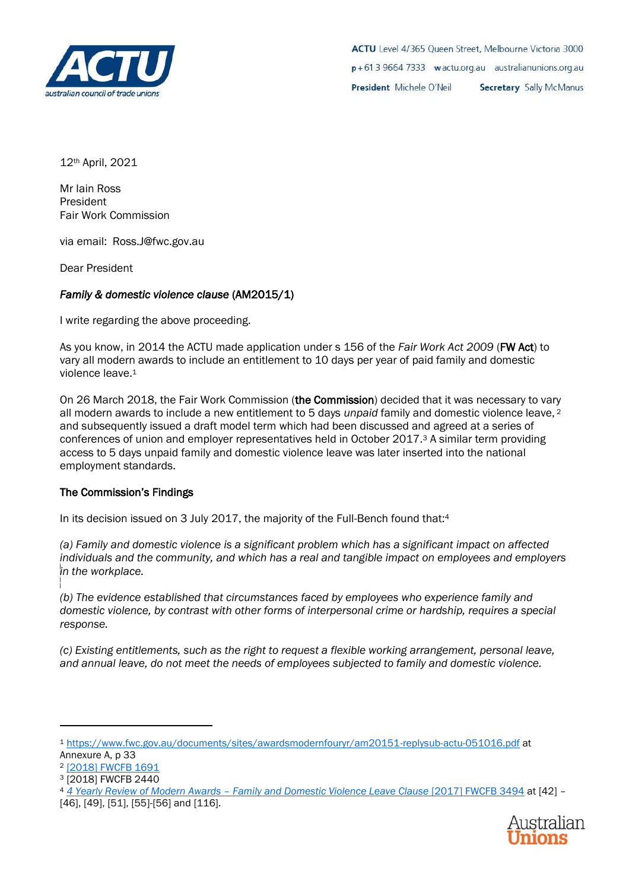ACTU Level 4/365 Queen Street, Melbourne Victoria 3000

p +61 3 9664 7333 w actu.org.au australianunions.org.au

**President** Michele O'Neil **Secretary** Sally McManus

12th April, 2021

Mr Iain Ross
President
Fair Work Commission

via email: Ross.J@fwc.gov.au

Dear President

***Family & domestic violence clause* (AM2015/1)**

I write regarding the above proceeding.

As you know, in 2014 the ACTU made application under s 156 of the *Fair Work Act 2009* (**FW Act**) to vary all modern awards to include an entitlement to 10 days per year of paid family and domestic violence leave.[1]

On 26 March 2018, the Fair Work Commission (**the Commission**) decided that it was necessary to vary all modern awards to include a new entitlement to 5 days *unpaid* family and domestic violence leave,[2] and subsequently issued a draft model term which had been discussed and agreed at a series of conferences of union and employer representatives held in October 2017.[3] A similar term providing access to 5 days unpaid family and domestic violence leave was later inserted into the national employment standards.

**The Commission's Findings**

In its decision issued on 3 July 2017, the majority of the Full-Bench found that:[4]

*(a) Family and domestic violence is a significant problem which has a significant impact on affected individuals and the community, and which has a real and tangible impact on employees and employers in the workplace.*

*(b) The evidence established that circumstances faced by employees who experience family and domestic violence, by contrast with other forms of interpersonal crime or hardship, requires a special response.*

*(c) Existing entitlements, such as the right to request a flexible working arrangement, personal leave, and annual leave, do not meet the needs of employees subjected to family and domestic violence.*

---

[1] https://www.fwc.gov.au/documents/sites/awardsmodernfouryr/am20151-replysub-actu-051016.pdf at Annexure A, p 33

[2] [2018] FWCFB 1691

[3] [2018] FWCFB 2440

[4] *4 Yearly Review of Modern Awards – Family and Domestic Violence Leave Clause* [2017] FWCFB 3494 at [42] – [46], [49], [51], [55]-[56] and [116].

Australian Unions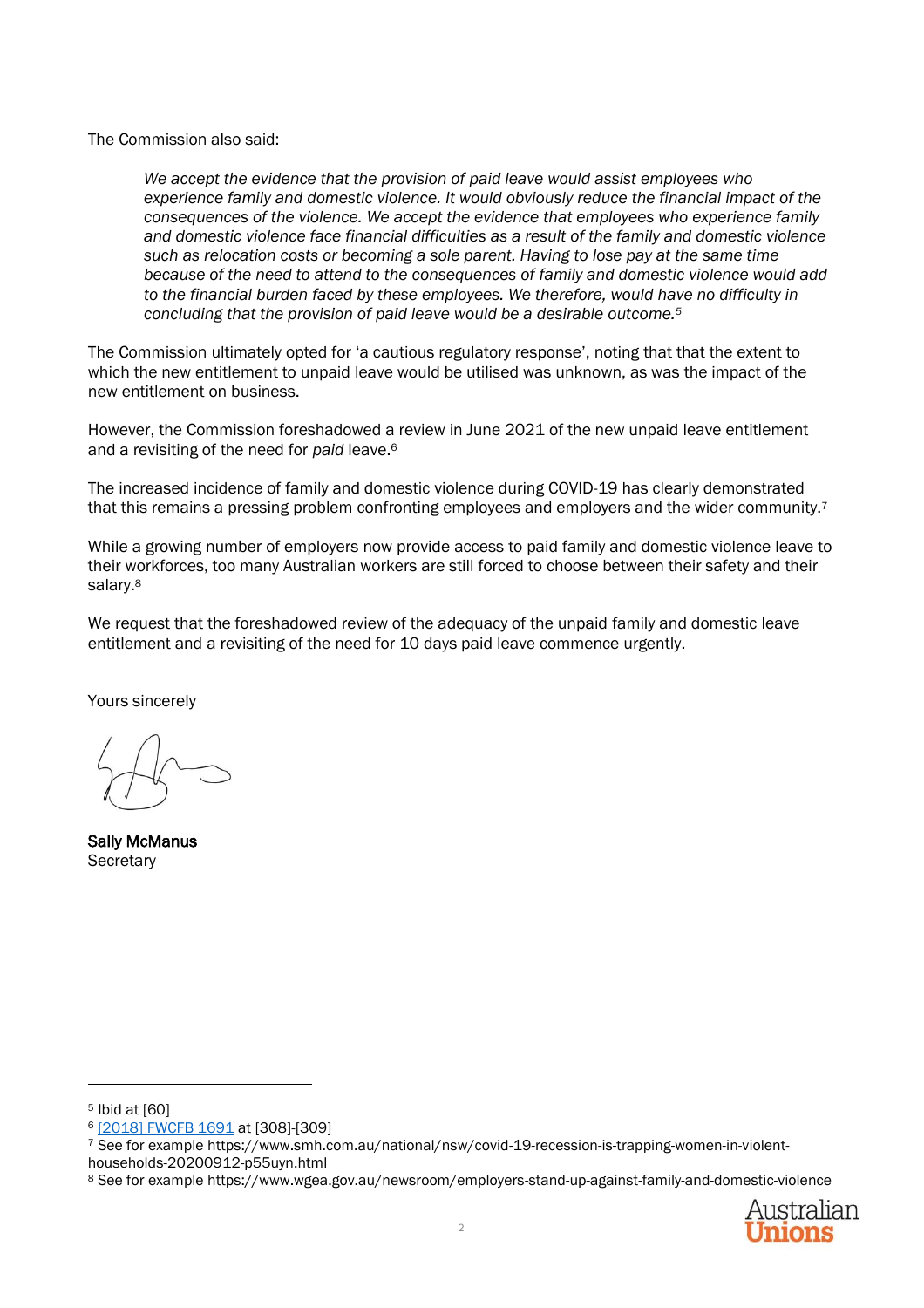The Commission also said:

> *We accept the evidence that the provision of paid leave would assist employees who experience family and domestic violence. It would obviously reduce the financial impact of the consequences of the violence. We accept the evidence that employees who experience family and domestic violence face financial difficulties as a result of the family and domestic violence such as relocation costs or becoming a sole parent. Having to lose pay at the same time because of the need to attend to the consequences of family and domestic violence would add to the financial burden faced by these employees. We therefore, would have no difficulty in concluding that the provision of paid leave would be a desirable outcome.*[5]

The Commission ultimately opted for 'a cautious regulatory response', noting that that the extent to which the new entitlement to unpaid leave would be utilised was unknown, as was the impact of the new entitlement on business.

However, the Commission foreshadowed a review in June 2021 of the new unpaid leave entitlement and a revisiting of the need for *paid* leave.[6]

The increased incidence of family and domestic violence during COVID-19 has clearly demonstrated that this remains a pressing problem confronting employees and employers and the wider community.[7]

While a growing number of employers now provide access to paid family and domestic violence leave to their workforces, too many Australian workers are still forced to choose between their safety and their salary.[8]

We request that the foreshadowed review of the adequacy of the unpaid family and domestic leave entitlement and a revisiting of the need for 10 days paid leave commence urgently.

Yours sincerely

**Sally McManus**
Secretary

---

[5] Ibid at [60]

[6] [2018] FWCFB 1691 at [308]-[309]

[7] See for example https://www.smh.com.au/national/nsw/covid-19-recession-is-trapping-women-in-violent-households-20200912-p55uyn.html

[8] See for example https://www.wgea.gov.au/newsroom/employers-stand-up-against-family-and-domestic-violence